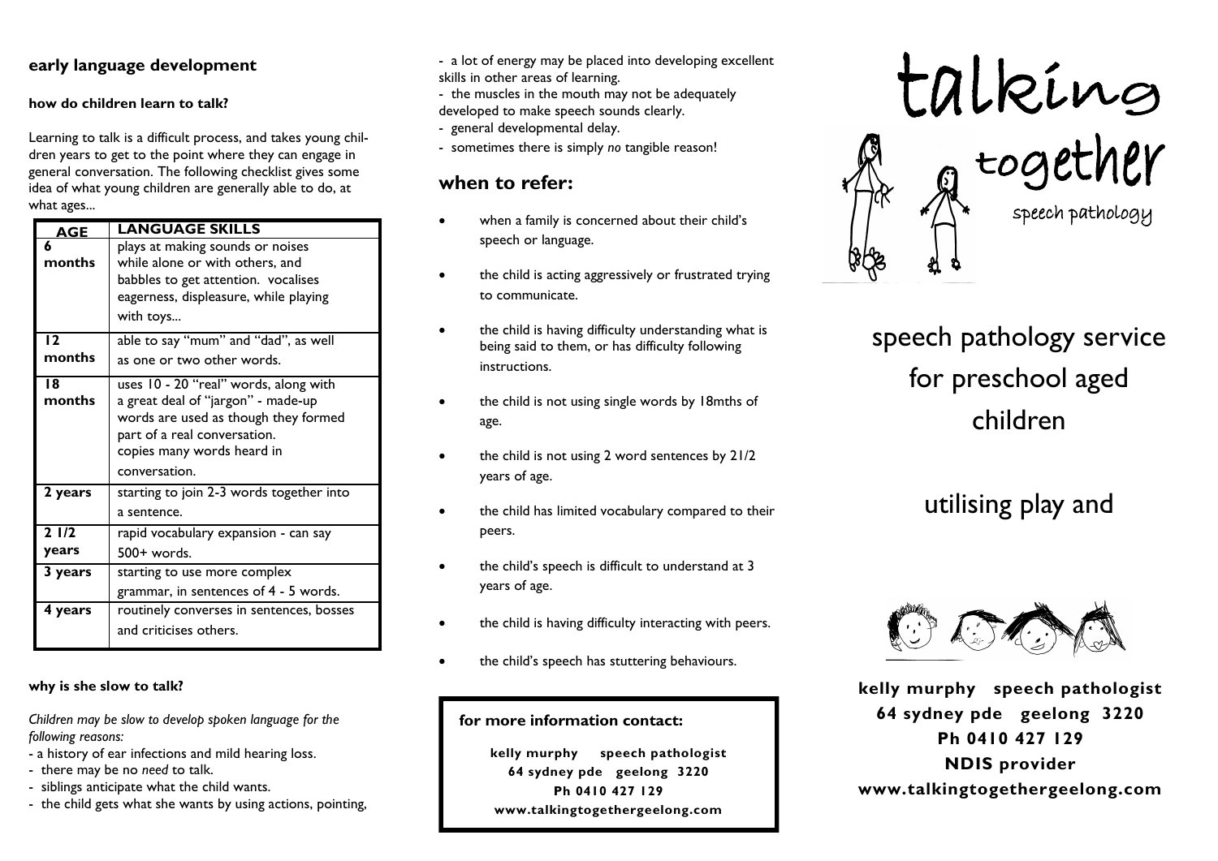## early language development

### how do children learn to talk?

Learning to talk is a difficult process, and takes young children years to get to the point where they can engage in general conversation. The following checklist gives some idea of what young children are generally able to do, at what ages...

| AGE | LANGUAGE SKILLS |
|---|---|
| 6 months | plays at making sounds or noises while alone or with others, and babbles to get attention. vocalises eagerness, displeasure, while playing with toys... |
| 12 months | able to say "mum" and "dad", as well as one or two other words. |
| 18 months | uses 10 - 20 "real" words, along with a great deal of "jargon" - made-up words are used as though they formed part of a real conversation. copies many words heard in conversation. |
| 2 years | starting to join 2-3 words together into a sentence. |
| 2 1/2 years | rapid vocabulary expansion - can say 500+ words. |
| 3 years | starting to use more complex grammar, in sentences of 4 - 5 words. |
| 4 years | routinely converses in sentences, bosses and criticises others. |

### why is she slow to talk?

*Children may be slow to develop spoken language for the following reasons:*

- a history of ear infections and mild hearing loss.
- there may be no *need* to talk.
- siblings anticipate what the child wants.
- the child gets what she wants by using actions, pointing,
- a lot of energy may be placed into developing excellent skills in other areas of learning.
- the muscles in the mouth may not be adequately developed to make speech sounds clearly.
- general developmental delay.
- sometimes there is simply *no* tangible reason!

## when to refer:

- when a family is concerned about their child's speech or language.
- the child is acting aggressively or frustrated trying to communicate.
- the child is having difficulty understanding what is being said to them, or has difficulty following instructions.
- the child is not using single words by 18mths of age.
- the child is not using 2 word sentences by 21/2 years of age.
- the child has limited vocabulary compared to their peers.
- the child's speech is difficult to understand at 3 years of age.
- the child is having difficulty interacting with peers.
- the child's speech has stuttering behaviours.

**for more information contact:**

**kelly murphy speech pathologist**
**64 sydney pde geelong 3220**
**Ph 0410 427 129**
**www.talkingtogethergeelong.com**

# talking together

speech pathology

## speech pathology service for preschool aged children

## utilising play and

**kelly murphy speech pathologist**
**64 sydney pde geelong 3220**
**Ph 0410 427 129**
**NDIS provider**
**www.talkingtogethergeelong.com**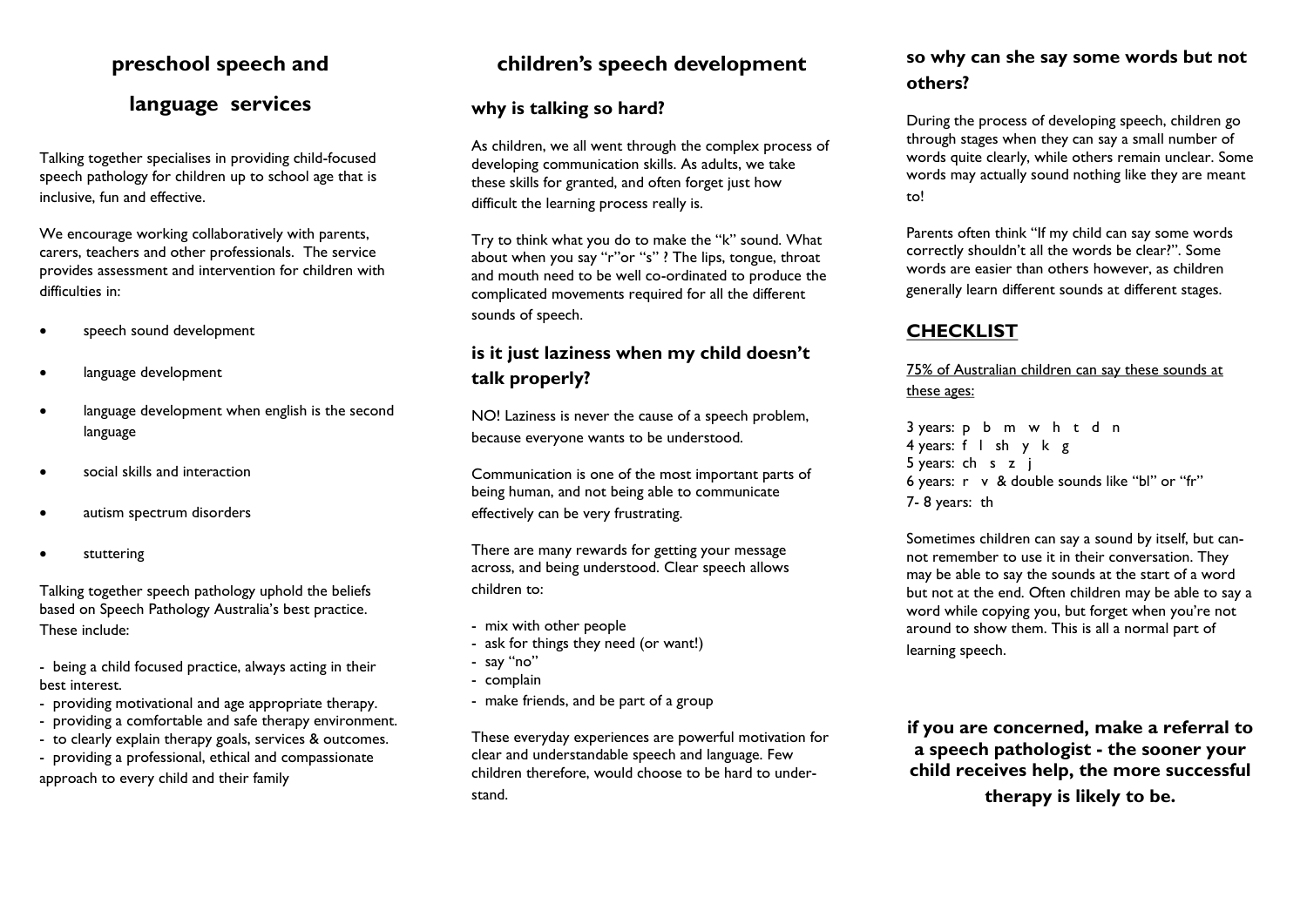## preschool speech and language services

Talking together specialises in providing child-focused speech pathology for children up to school age that is inclusive, fun and effective.

We encourage working collaboratively with parents, carers, teachers and other professionals. The service provides assessment and intervention for children with difficulties in:

- speech sound development
- language development
- language development when english is the second language
- social skills and interaction
- autism spectrum disorders
- stuttering

Talking together speech pathology uphold the beliefs based on Speech Pathology Australia's best practice. These include:

- being a child focused practice, always acting in their best interest.
- providing motivational and age appropriate therapy.
- providing a comfortable and safe therapy environment.
- to clearly explain therapy goals, services & outcomes.
- providing a professional, ethical and compassionate approach to every child and their family

## children's speech development

### why is talking so hard?

As children, we all went through the complex process of developing communication skills. As adults, we take these skills for granted, and often forget just how difficult the learning process really is.

Try to think what you do to make the "k" sound. What about when you say "r"or "s" ? The lips, tongue, throat and mouth need to be well co-ordinated to produce the complicated movements required for all the different sounds of speech.

### is it just laziness when my child doesn't talk properly?

NO! Laziness is never the cause of a speech problem, because everyone wants to be understood.

Communication is one of the most important parts of being human, and not being able to communicate effectively can be very frustrating.

There are many rewards for getting your message across, and being understood. Clear speech allows children to:

- mix with other people
- ask for things they need (or want!)
- say "no"
- complain
- make friends, and be part of a group

These everyday experiences are powerful motivation for clear and understandable speech and language. Few children therefore, would choose to be hard to understand.

### so why can she say some words but not others?

During the process of developing speech, children go through stages when they can say a small number of words quite clearly, while others remain unclear. Some words may actually sound nothing like they are meant to!

Parents often think "If my child can say some words correctly shouldn't all the words be clear?". Some words are easier than others however, as children generally learn different sounds at different stages.

### CHECKLIST

75% of Australian children can say these sounds at these ages:

3 years: p b m w h t d n
4 years: f l sh y k g
5 years: ch s z j
6 years: r v & double sounds like "bl" or "fr"
7- 8 years: th

Sometimes children can say a sound by itself, but cannot remember to use it in their conversation. They may be able to say the sounds at the start of a word but not at the end. Often children may be able to say a word while copying you, but forget when you're not around to show them. This is all a normal part of learning speech.

**if you are concerned, make a referral to a speech pathologist - the sooner your child receives help, the more successful therapy is likely to be.**